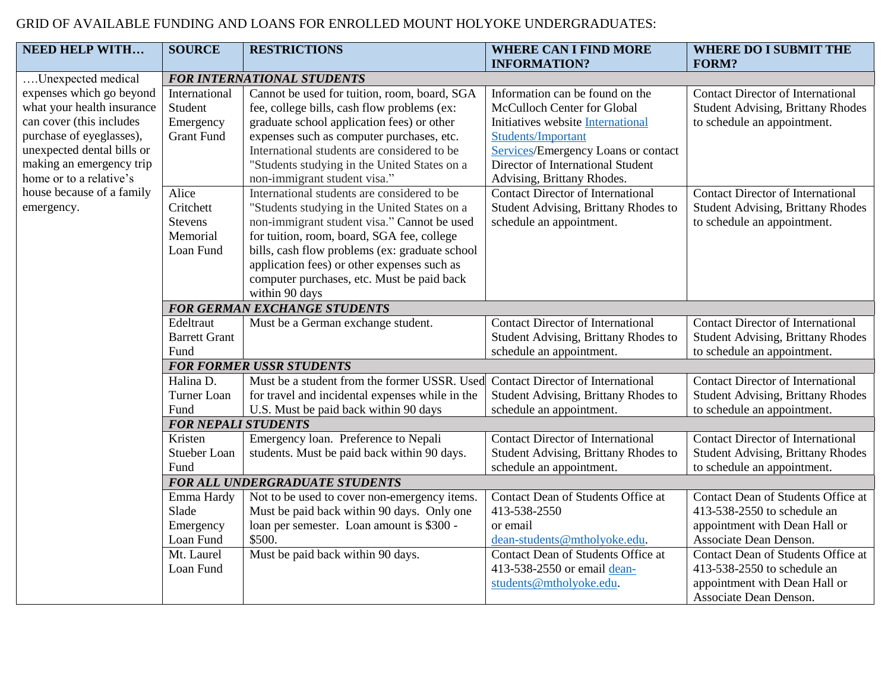GRID OF AVAILABLE FUNDING AND LOANS FOR ENROLLED MOUNT HOLYOKE UNDERGRADUATES:

| NEED HELP WITH… | SOURCE | RESTRICTIONS | WHERE CAN I FIND MORE INFORMATION? | WHERE DO I SUBMIT THE FORM? |
|---|---|---|---|---|
| ….Unexpected medical expenses which go beyond what your health insurance can cover (this includes purchase of eyeglasses), unexpected dental bills or making an emergency trip home or to a relative's house because of a family emergency. | ***FOR INTERNATIONAL STUDENTS*** | | | |
| | International Student Emergency Grant Fund | Cannot be used for tuition, room, board, SGA fee, college bills, cash flow problems (ex: graduate school application fees) or other expenses such as computer purchases, etc. International students are considered to be "Students studying in the United States on a non-immigrant student visa." | Information can be found on the McCulloch Center for Global Initiatives website International Students/Important Services/Emergency Loans or contact Director of International Student Advising, Brittany Rhodes. | Contact Director of International Student Advising, Brittany Rhodes to schedule an appointment. |
| | Alice Critchett Stevens Memorial Loan Fund | International students are considered to be "Students studying in the United States on a non-immigrant student visa." Cannot be used for tuition, room, board, SGA fee, college bills, cash flow problems (ex: graduate school application fees) or other expenses such as computer purchases, etc. Must be paid back within 90 days | Contact Director of International Student Advising, Brittany Rhodes to schedule an appointment. | Contact Director of International Student Advising, Brittany Rhodes to schedule an appointment. |
| | ***FOR GERMAN EXCHANGE STUDENTS*** | | | |
| | Edeltraut Barrett Grant Fund | Must be a German exchange student. | Contact Director of International Student Advising, Brittany Rhodes to schedule an appointment. | Contact Director of International Student Advising, Brittany Rhodes to schedule an appointment. |
| | ***FOR FORMER USSR STUDENTS*** | | | |
| | Halina D. Turner Loan Fund | Must be a student from the former USSR. Used for travel and incidental expenses while in the U.S. Must be paid back within 90 days | Contact Director of International Student Advising, Brittany Rhodes to schedule an appointment. | Contact Director of International Student Advising, Brittany Rhodes to schedule an appointment. |
| | ***FOR NEPALI STUDENTS*** | | | |
| | Kristen Stueber Loan Fund | Emergency loan. Preference to Nepali students. Must be paid back within 90 days. | Contact Director of International Student Advising, Brittany Rhodes to schedule an appointment. | Contact Director of International Student Advising, Brittany Rhodes to schedule an appointment. |
| | ***FOR ALL UNDERGRADUATE STUDENTS*** | | | |
| | Emma Hardy Slade Emergency Loan Fund | Not to be used to cover non-emergency items. Must be paid back within 90 days. Only one loan per semester. Loan amount is $300 - $500. | Contact Dean of Students Office at 413-538-2550 or email dean-students@mtholyoke.edu. | Contact Dean of Students Office at 413-538-2550 to schedule an appointment with Dean Hall or Associate Dean Denson. |
| | Mt. Laurel Loan Fund | Must be paid back within 90 days. | Contact Dean of Students Office at 413-538-2550 or email dean-students@mtholyoke.edu. | Contact Dean of Students Office at 413-538-2550 to schedule an appointment with Dean Hall or Associate Dean Denson. |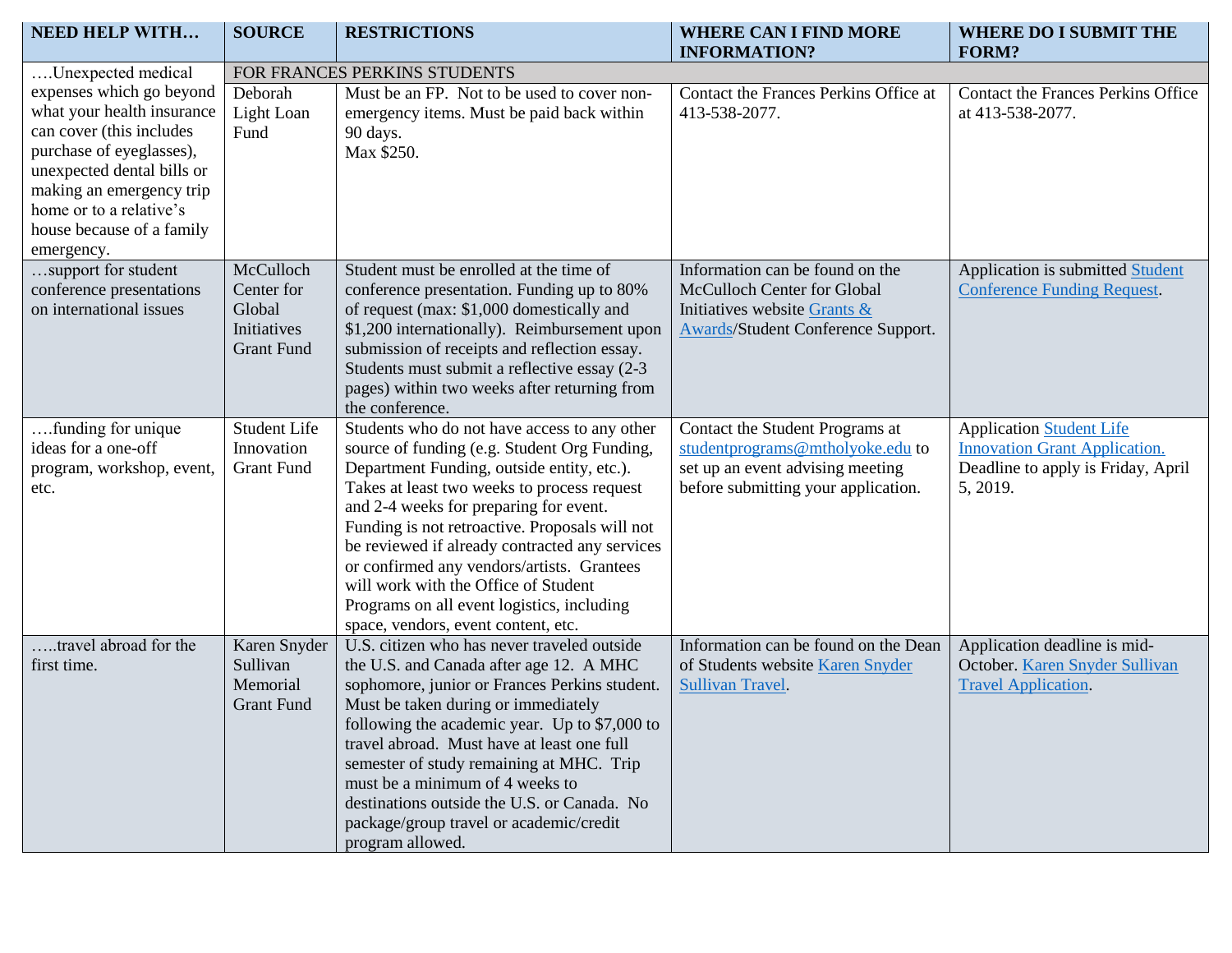| NEED HELP WITH… | SOURCE | RESTRICTIONS | WHERE CAN I FIND MORE INFORMATION? | WHERE DO I SUBMIT THE FORM? |
|---|---|---|---|---|
| ….Unexpected medical expenses which go beyond what your health insurance can cover (this includes purchase of eyeglasses), unexpected dental bills or making an emergency trip home or to a relative's house because of a family emergency. | FOR FRANCES PERKINS STUDENTS | | | |
| | Deborah Light Loan Fund | Must be an FP. Not to be used to cover non-emergency items. Must be paid back within 90 days. Max $250. | Contact the Frances Perkins Office at 413-538-2077. | Contact the Frances Perkins Office at 413-538-2077. |
| …support for student conference presentations on international issues | McCulloch Center for Global Initiatives Grant Fund | Student must be enrolled at the time of conference presentation. Funding up to 80% of request (max: $1,000 domestically and $1,200 internationally). Reimbursement upon submission of receipts and reflection essay. Students must submit a reflective essay (2-3 pages) within two weeks after returning from the conference. | Information can be found on the McCulloch Center for Global Initiatives website Grants & Awards/Student Conference Support. | Application is submitted Student Conference Funding Request. |
| ….funding for unique ideas for a one-off program, workshop, event, etc. | Student Life Innovation Grant Fund | Students who do not have access to any other source of funding (e.g. Student Org Funding, Department Funding, outside entity, etc.). Takes at least two weeks to process request and 2-4 weeks for preparing for event. Funding is not retroactive. Proposals will not be reviewed if already contracted any services or confirmed any vendors/artists. Grantees will work with the Office of Student Programs on all event logistics, including space, vendors, event content, etc. | Contact the Student Programs at studentprograms@mtholyoke.edu to set up an event advising meeting before submitting your application. | Application Student Life Innovation Grant Application. Deadline to apply is Friday, April 5, 2019. |
| …..travel abroad for the first time. | Karen Snyder Sullivan Memorial Grant Fund | U.S. citizen who has never traveled outside the U.S. and Canada after age 12. A MHC sophomore, junior or Frances Perkins student. Must be taken during or immediately following the academic year. Up to $7,000 to travel abroad. Must have at least one full semester of study remaining at MHC. Trip must be a minimum of 4 weeks to destinations outside the U.S. or Canada. No package/group travel or academic/credit program allowed. | Information can be found on the Dean of Students website Karen Snyder Sullivan Travel. | Application deadline is mid-October. Karen Snyder Sullivan Travel Application. |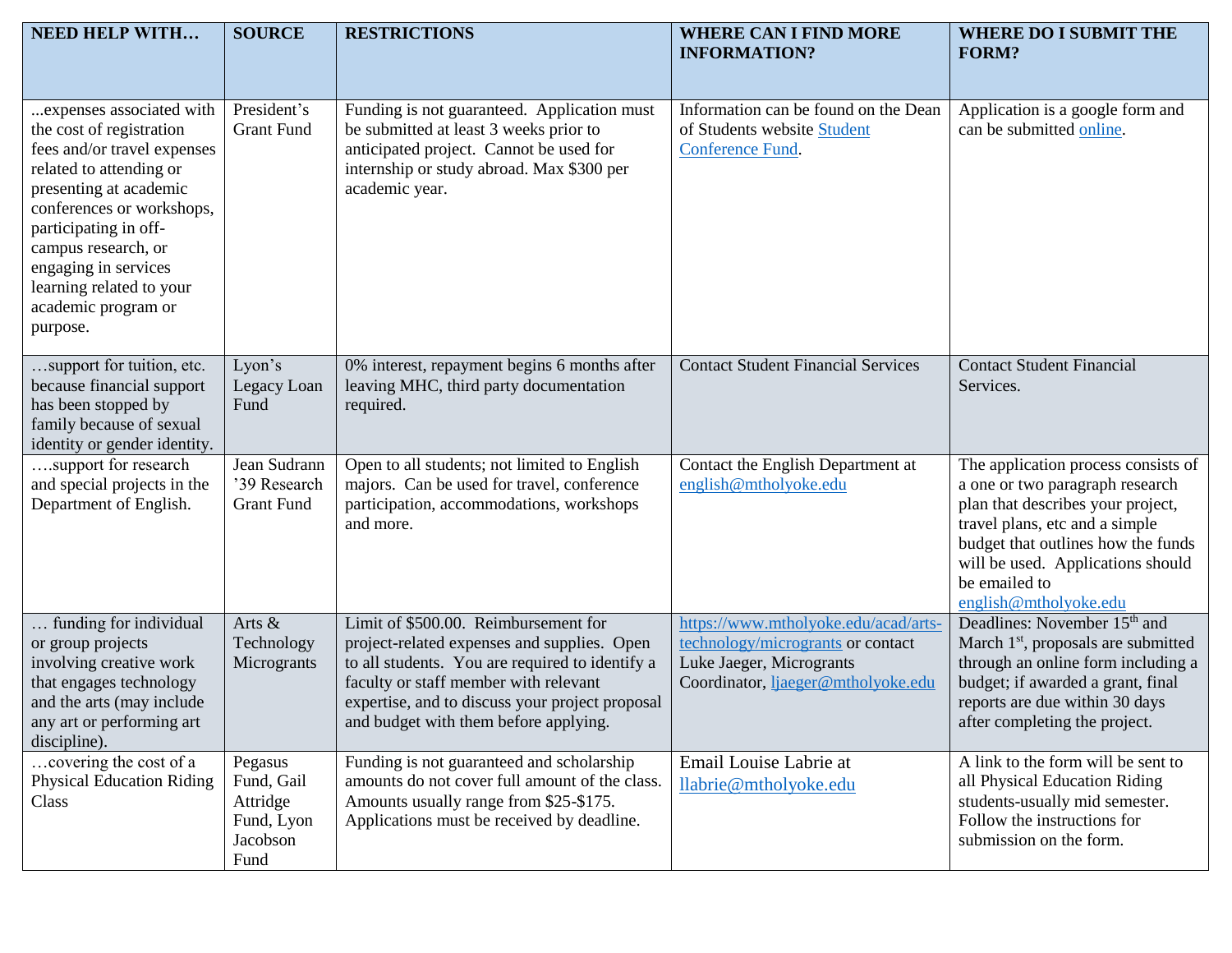| NEED HELP WITH… | SOURCE | RESTRICTIONS | WHERE CAN I FIND MORE INFORMATION? | WHERE DO I SUBMIT THE FORM? |
|---|---|---|---|---|
| ...expenses associated with the cost of registration fees and/or travel expenses related to attending or presenting at academic conferences or workshops, participating in off-campus research, or engaging in services learning related to your academic program or purpose. | President's Grant Fund | Funding is not guaranteed. Application must be submitted at least 3 weeks prior to anticipated project. Cannot be used for internship or study abroad. Max $300 per academic year. | Information can be found on the Dean of Students website Student Conference Fund. | Application is a google form and can be submitted online. |
| …support for tuition, etc. because financial support has been stopped by family because of sexual identity or gender identity. | Lyon's Legacy Loan Fund | 0% interest, repayment begins 6 months after leaving MHC, third party documentation required. | Contact Student Financial Services | Contact Student Financial Services. |
| ….support for research and special projects in the Department of English. | Jean Sudrann '39 Research Grant Fund | Open to all students; not limited to English majors. Can be used for travel, conference participation, accommodations, workshops and more. | Contact the English Department at english@mtholyoke.edu | The application process consists of a one or two paragraph research plan that describes your project, travel plans, etc and a simple budget that outlines how the funds will be used. Applications should be emailed to english@mtholyoke.edu |
| … funding for individual or group projects involving creative work that engages technology and the arts (may include any art or performing art discipline). | Arts & Technology Microgrants | Limit of $500.00. Reimbursement for project-related expenses and supplies. Open to all students. You are required to identify a faculty or staff member with relevant expertise, and to discuss your project proposal and budget with them before applying. | https://www.mtholyoke.edu/acad/arts-technology/microgrants or contact Luke Jaeger, Microgrants Coordinator, ljaeger@mtholyoke.edu | Deadlines: November 15th and March 1st, proposals are submitted through an online form including a budget; if awarded a grant, final reports are due within 30 days after completing the project. |
| …covering the cost of a Physical Education Riding Class | Pegasus Fund, Gail Attridge Fund, Lyon Jacobson Fund | Funding is not guaranteed and scholarship amounts do not cover full amount of the class. Amounts usually range from $25-$175. Applications must be received by deadline. | Email Louise Labrie at llabrie@mtholyoke.edu | A link to the form will be sent to all Physical Education Riding students-usually mid semester. Follow the instructions for submission on the form. |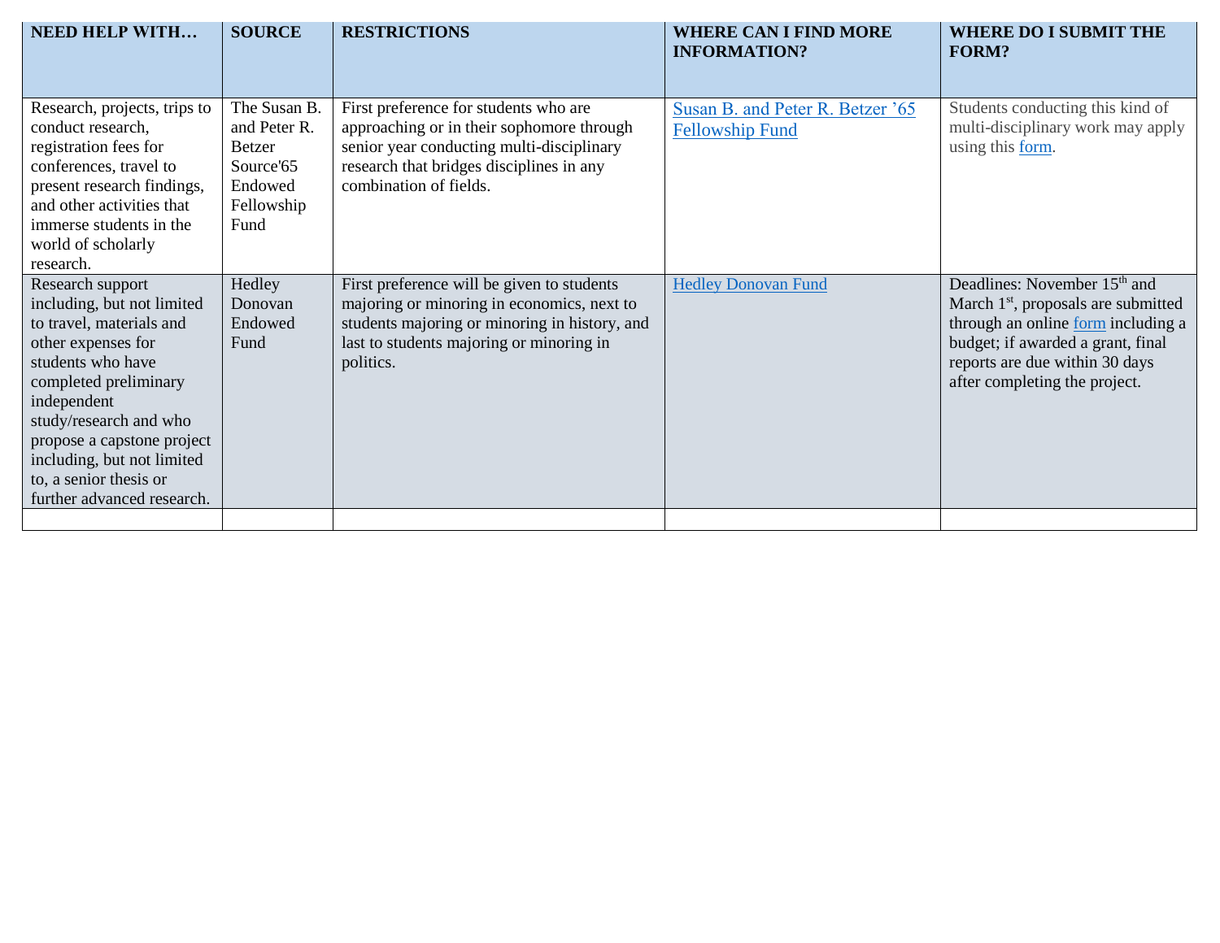| NEED HELP WITH… | SOURCE | RESTRICTIONS | WHERE CAN I FIND MORE INFORMATION? | WHERE DO I SUBMIT THE FORM? |
|---|---|---|---|---|
| Research, projects, trips to conduct research, registration fees for conferences, travel to present research findings, and other activities that immerse students in the world of scholarly research. | The Susan B. and Peter R. Betzer Source'65 Endowed Fellowship Fund | First preference for students who are approaching or in their sophomore through senior year conducting multi-disciplinary research that bridges disciplines in any combination of fields. | Susan B. and Peter R. Betzer '65 Fellowship Fund | Students conducting this kind of multi-disciplinary work may apply using this form. |
| Research support including, but not limited to travel, materials and other expenses for students who have completed preliminary independent study/research and who propose a capstone project including, but not limited to, a senior thesis or further advanced research. | Hedley Donovan Endowed Fund | First preference will be given to students majoring or minoring in economics, next to students majoring or minoring in history, and last to students majoring or minoring in politics. | Hedley Donovan Fund | Deadlines: November 15th and March 1st, proposals are submitted through an online form including a budget; if awarded a grant, final reports are due within 30 days after completing the project. |
| | | | | |